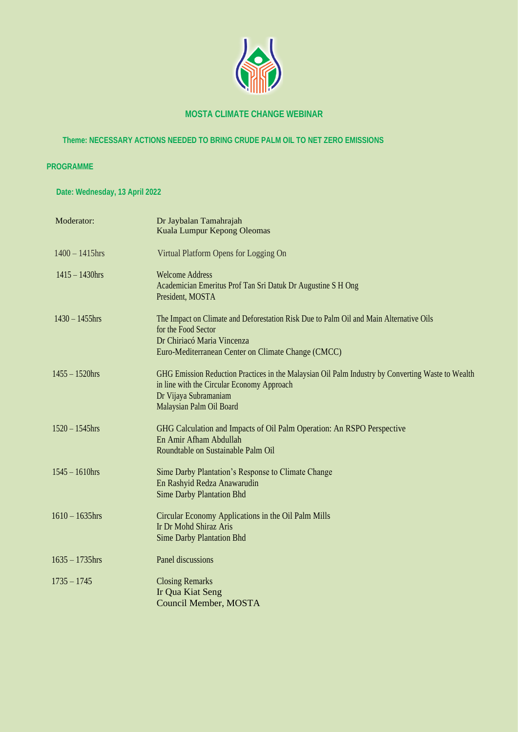# MOSTA CLIMATE CHANGE WEBINAR

## Theme: NECESSARY ACTIONS NEEDED TO BRING CRUDE PALM OIL TO NET ZERO EMISSIONS

**PROGRAMME**

**Date: Wednesday, 13 April 2022**

| | |
|---|---|
| Moderator: | Dr Jaybalan Tamahrajah<br>Kuala Lumpur Kepong Oleomas |
| 1400 – 1415hrs | Virtual Platform Opens for Logging On |
| 1415 – 1430hrs | Welcome Address<br>Academician Emeritus Prof Tan Sri Datuk Dr Augustine S H Ong<br>President, MOSTA |
| 1430 – 1455hrs | The Impact on Climate and Deforestation Risk Due to Palm Oil and Main Alternative Oils for the Food Sector<br>Dr Chiriacó Maria Vincenza<br>Euro-Mediterranean Center on Climate Change (CMCC) |
| 1455 – 1520hrs | GHG Emission Reduction Practices in the Malaysian Oil Palm Industry by Converting Waste to Wealth in line with the Circular Economy Approach<br>Dr Vijaya Subramaniam<br>Malaysian Palm Oil Board |
| 1520 – 1545hrs | GHG Calculation and Impacts of Oil Palm Operation: An RSPO Perspective<br>En Amir Afham Abdullah<br>Roundtable on Sustainable Palm Oil |
| 1545 – 1610hrs | Sime Darby Plantation's Response to Climate Change<br>En Rashyid Redza Anawarudin<br>Sime Darby Plantation Bhd |
| 1610 – 1635hrs | Circular Economy Applications in the Oil Palm Mills<br>Ir Dr Mohd Shiraz Aris<br>Sime Darby Plantation Bhd |
| 1635 – 1735hrs | Panel discussions |
| 1735 – 1745 | Closing Remarks<br>Ir Qua Kiat Seng<br>Council Member, MOSTA |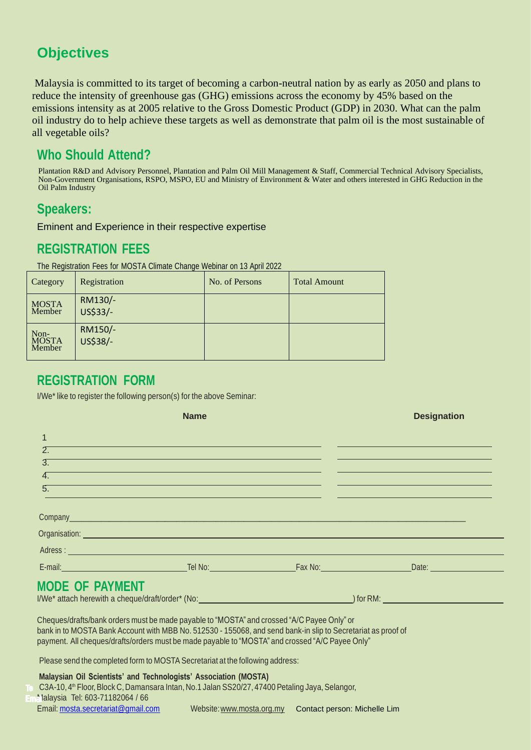## Objectives

Malaysia is committed to its target of becoming a carbon-neutral nation by as early as 2050 and plans to reduce the intensity of greenhouse gas (GHG) emissions across the economy by 45% based on the emissions intensity as at 2005 relative to the Gross Domestic Product (GDP) in 2030. What can the palm oil industry do to help achieve these targets as well as demonstrate that palm oil is the most sustainable of all vegetable oils?

## Who Should Attend?

Plantation R&D and Advisory Personnel, Plantation and Palm Oil Mill Management & Staff, Commercial Technical Advisory Specialists, Non-Government Organisations, RSPO, MSPO, EU and Ministry of Environment & Water and others interested in GHG Reduction in the Oil Palm Industry

## Speakers:

Eminent and Experience in their respective expertise

## REGISTRATION FEES

The Registration Fees for MOSTA Climate Change Webinar on 13 April 2022

| Category | Registration | No. of Persons | Total Amount |
|---|---|---|---|
| MOSTA Member | RM130/- US$33/- | | |
| Non-MOSTA Member | RM150/- US$38/- | | |

## REGISTRATION FORM

I/We* like to register the following person(s) for the above Seminar:

| Name | Designation |
|---|---|
| 1 | |
| 2. | |
| 3. | |
| 4. | |
| 5. | |

Company______________________________

Organisation: ______________________________

Adress : ______________________________

E-mail:______________ Tel No:______________ Fax No:______________ Date: ______________

## MODE OF PAYMENT

I/We* attach herewith a cheque/draft/order* (No:______________________) for RM: ______________

Cheques/drafts/bank orders must be made payable to "MOSTA" and crossed "A/C Payee Only" or bank in to MOSTA Bank Account with MBB No. 512530 - 155068, and send bank-in slip to Secretariat as proof of payment. All cheques/drafts/orders must be made payable to "MOSTA" and crossed "A/C Payee Only"

Please send the completed form to MOSTA Secretariat at the following address:

**Malaysian Oil Scientists' and Technologists' Association (MOSTA)**
C3A-10, 4th Floor, Block C, Damansara Intan, No.1 Jalan SS20/27, 47400 Petaling Jaya, Selangor, Malaysia Tel: 603-71182064 / 66
Email: mosta.secretariat@gmail.com Website: www.mosta.org.my Contact person: Michelle Lim